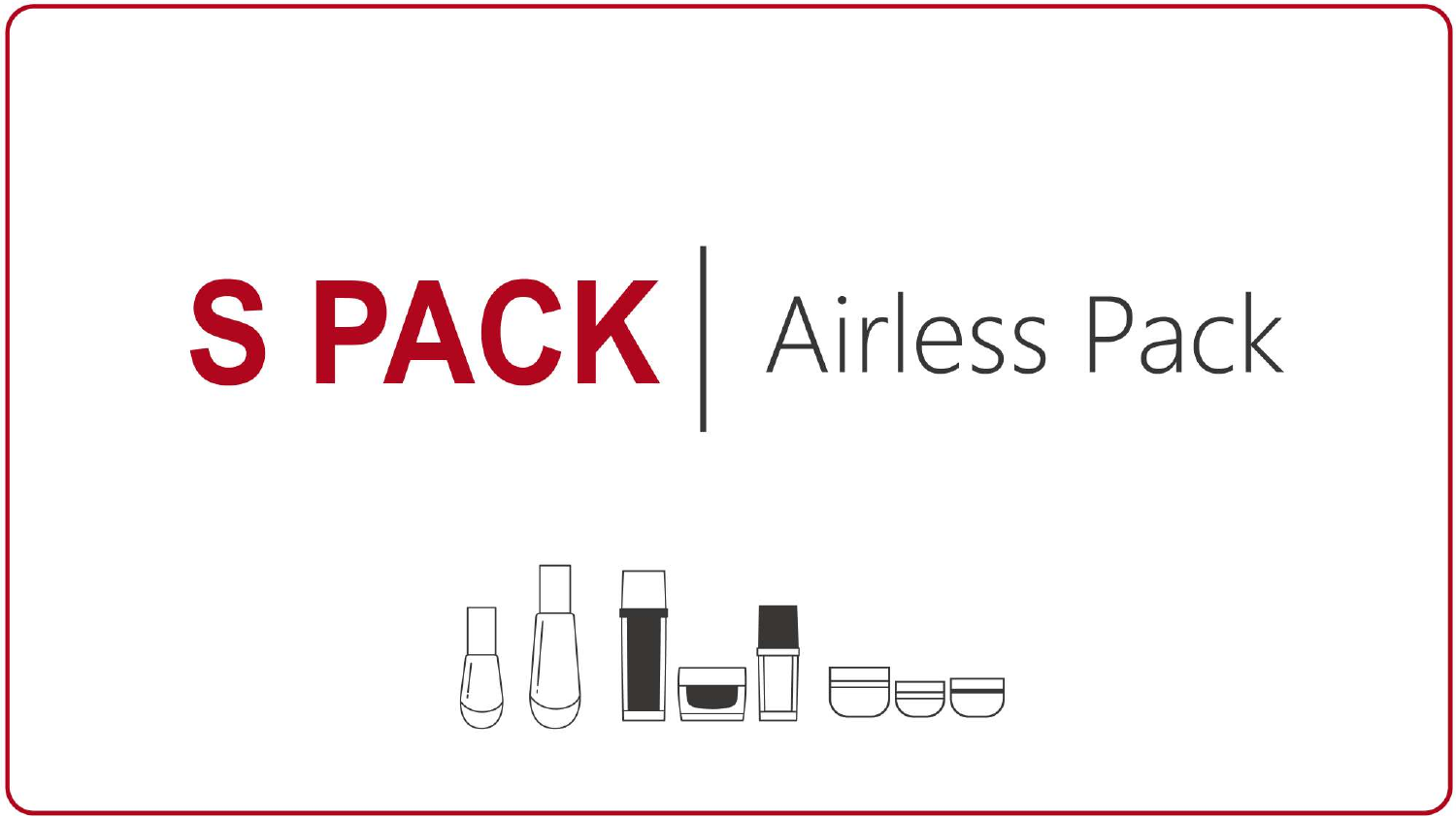# S PACK | Airless Pack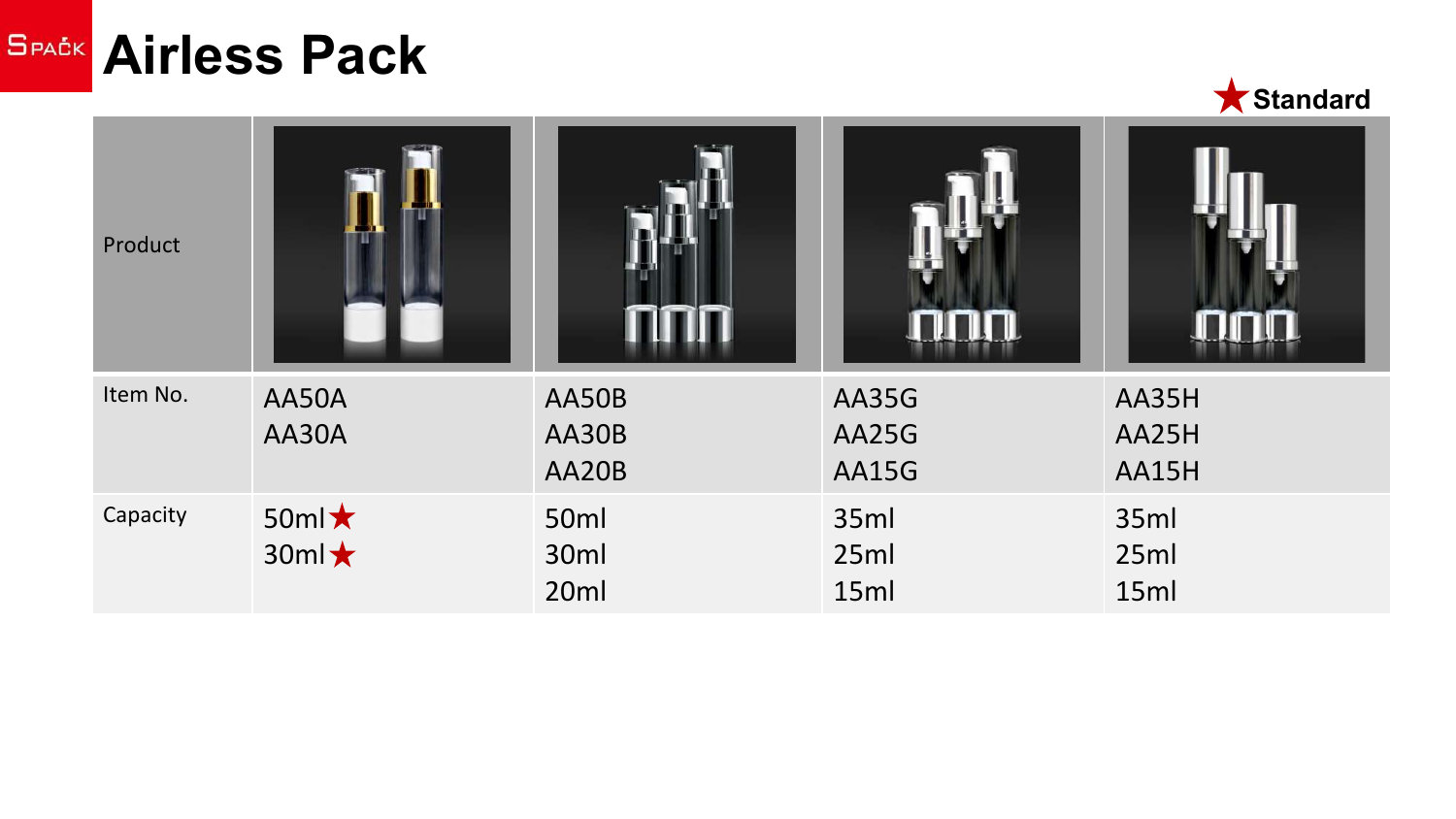# SPACK Airless Pack

★ Standard

| Product | | | | |
|---|---|---|---|---|
| Item No. | AA50A<br>AA30A | AA50B<br>AA30B<br>AA20B | AA35G<br>AA25G<br>AA15G | AA35H<br>AA25H<br>AA15H |
| Capacity | 50ml★<br>30ml★ | 50ml<br>30ml<br>20ml | 35ml<br>25ml<br>15ml | 35ml<br>25ml<br>15ml |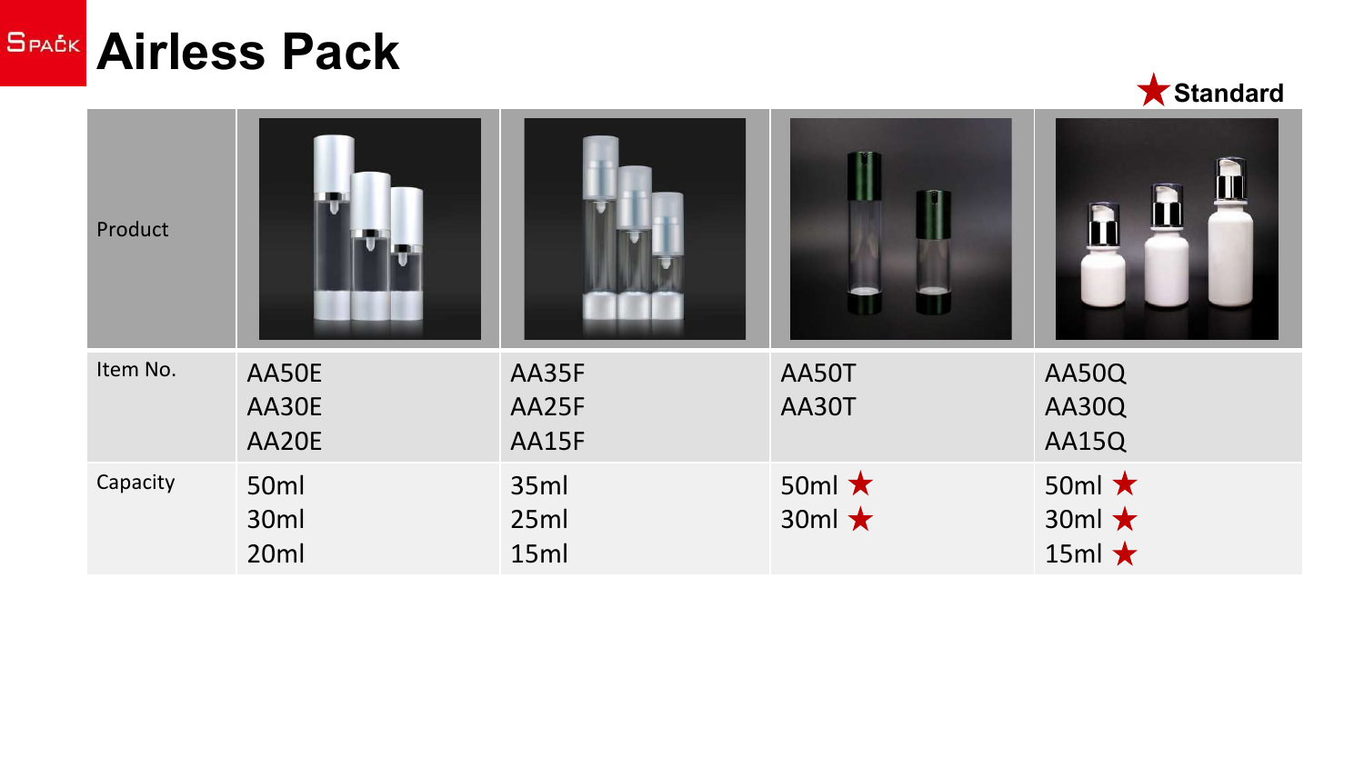# Airless Pack

★ Standard

| Product | | | | |
|---|---|---|---|---|
| Item No. | AA50E<br>AA30E<br>AA20E | AA35F<br>AA25F<br>AA15F | AA50T<br>AA30T | AA50Q<br>AA30Q<br>AA15Q |
| Capacity | 50ml<br>30ml<br>20ml | 35ml<br>25ml<br>15ml | 50ml ★<br>30ml ★ | 50ml ★<br>30ml ★<br>15ml ★ |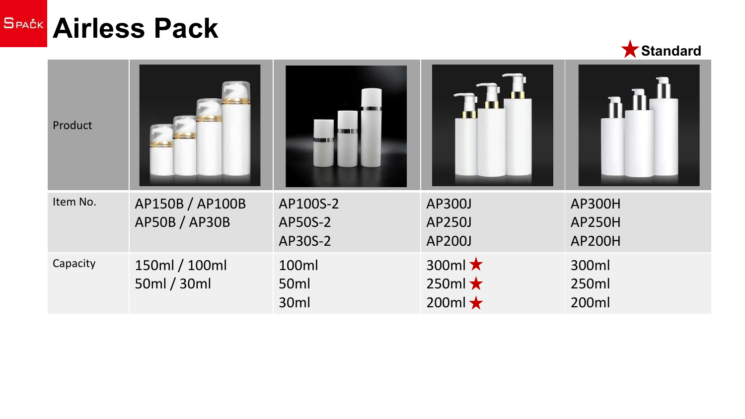# Airless Pack

★Standard

| Product | | | | |
|---|---|---|---|---|
| Item No. | AP150B / AP100B<br>AP50B / AP30B | AP100S-2<br>AP50S-2<br>AP30S-2 | AP300J<br>AP250J<br>AP200J | AP300H<br>AP250H<br>AP200H |
| Capacity | 150ml / 100ml<br>50ml / 30ml | 100ml<br>50ml<br>30ml | 300ml ★<br>250ml ★<br>200ml ★ | 300ml<br>250ml<br>200ml |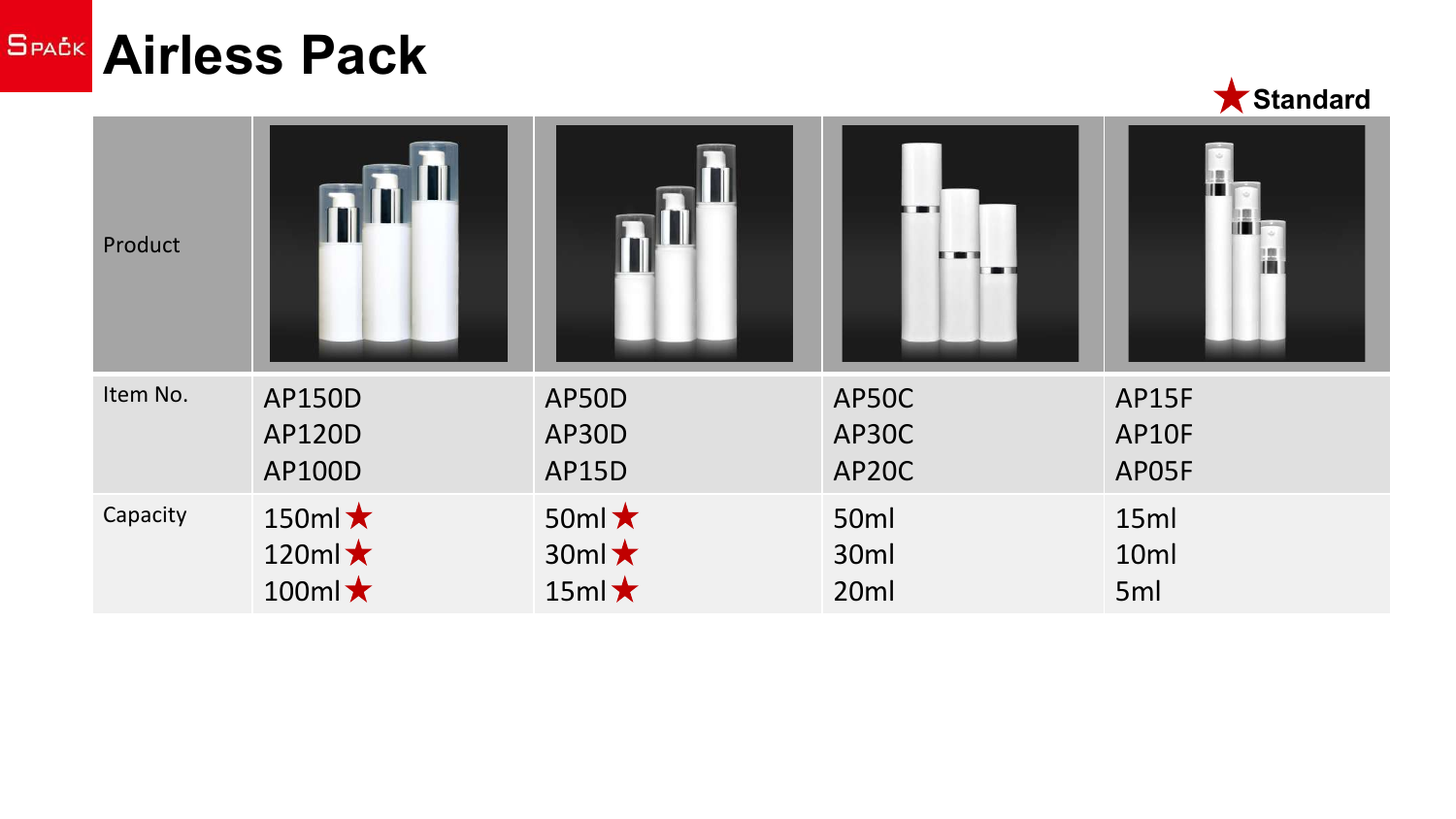# Airless Pack

★ Standard

| Product | | | | |
|---|---|---|---|---|
| Item No. | AP150D<br>AP120D<br>AP100D | AP50D<br>AP30D<br>AP15D | AP50C<br>AP30C<br>AP20C | AP15F<br>AP10F<br>AP05F |
| Capacity | 150ml ★<br>120ml ★<br>100ml ★ | 50ml ★<br>30ml ★<br>15ml ★ | 50ml<br>30ml<br>20ml | 15ml<br>10ml<br>5ml |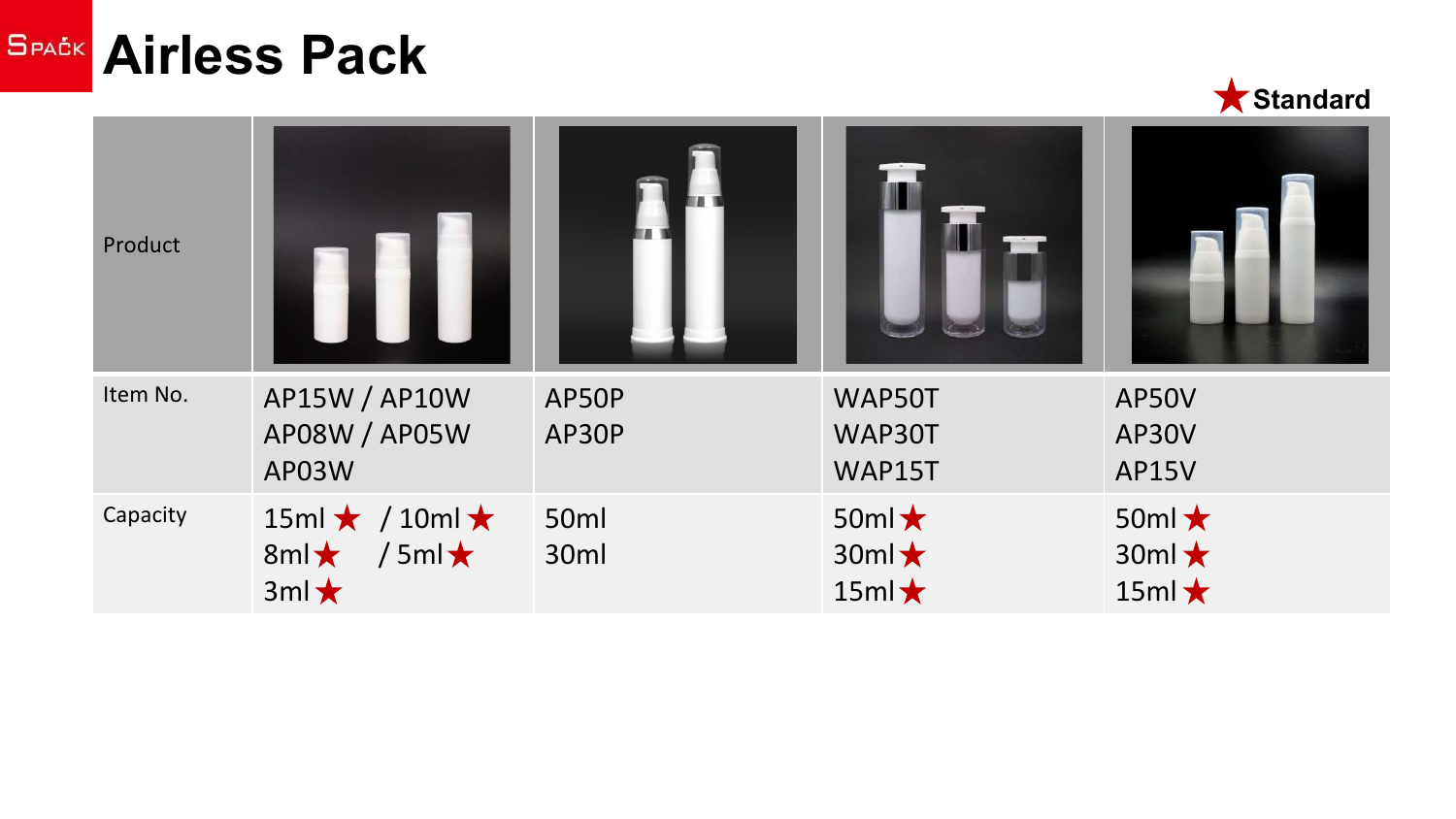# Airless Pack

★ Standard

| Product | | | | |
|---|---|---|---|---|
| Item No. | AP15W / AP10W<br>AP08W / AP05W<br>AP03W | AP50P<br>AP30P | WAP50T<br>WAP30T<br>WAP15T | AP50V<br>AP30V<br>AP15V |
| Capacity | 15ml ★ / 10ml ★<br>8ml ★ / 5ml ★<br>3ml ★ | 50ml<br>30ml | 50ml ★<br>30ml ★<br>15ml ★ | 50ml ★<br>30ml ★<br>15ml ★ |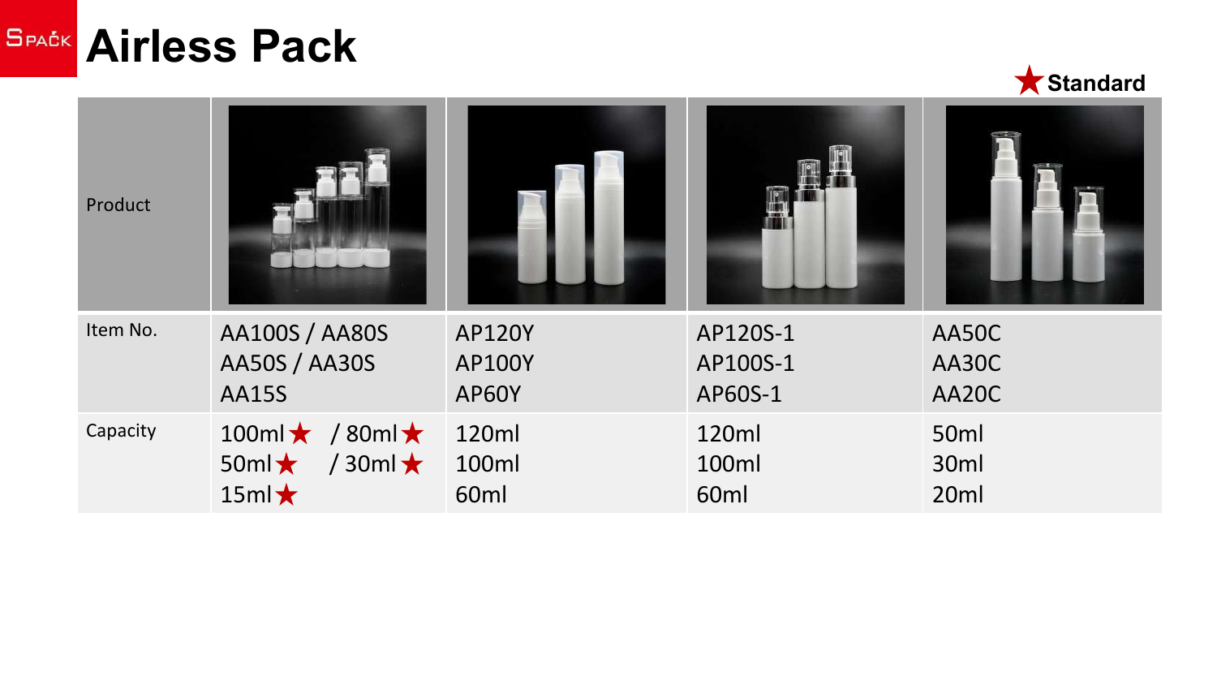# Airless Pack

★ Standard

| Product | | | | |
|---|---|---|---|---|
| Item No. | AA100S / AA80S<br>AA50S / AA30S<br>AA15S | AP120Y<br>AP100Y<br>AP60Y | AP120S-1<br>AP100S-1<br>AP60S-1 | AA50C<br>AA30C<br>AA20C |
| Capacity | 100ml★ / 80ml★<br>50ml★ / 30ml★<br>15ml★ | 120ml<br>100ml<br>60ml | 120ml<br>100ml<br>60ml | 50ml<br>30ml<br>20ml |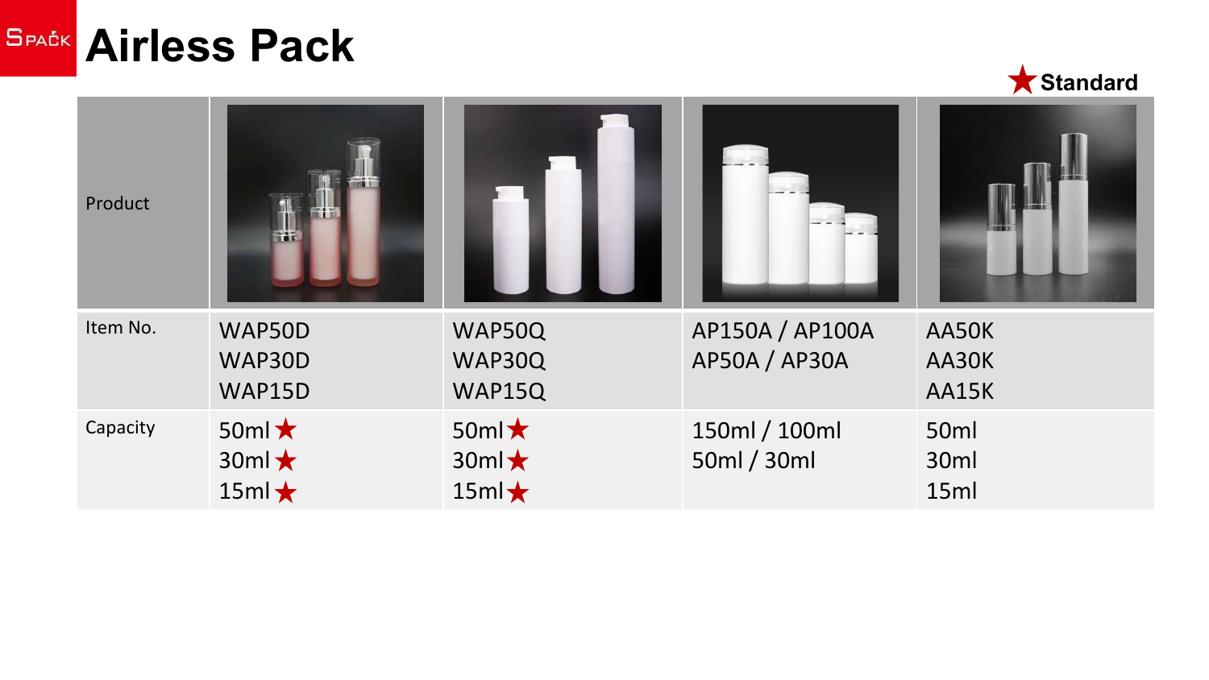# Airless Pack

★ Standard

| Product | | | | |
|---|---|---|---|---|
| Item No. | WAP50D<br>WAP30D<br>WAP15D | WAP50Q<br>WAP30Q<br>WAP15Q | AP150A / AP100A<br>AP50A / AP30A | AA50K<br>AA30K<br>AA15K |
| Capacity | 50ml ★<br>30ml ★<br>15ml ★ | 50ml ★<br>30ml ★<br>15ml ★ | 150ml / 100ml<br>50ml / 30ml | 50ml<br>30ml<br>15ml |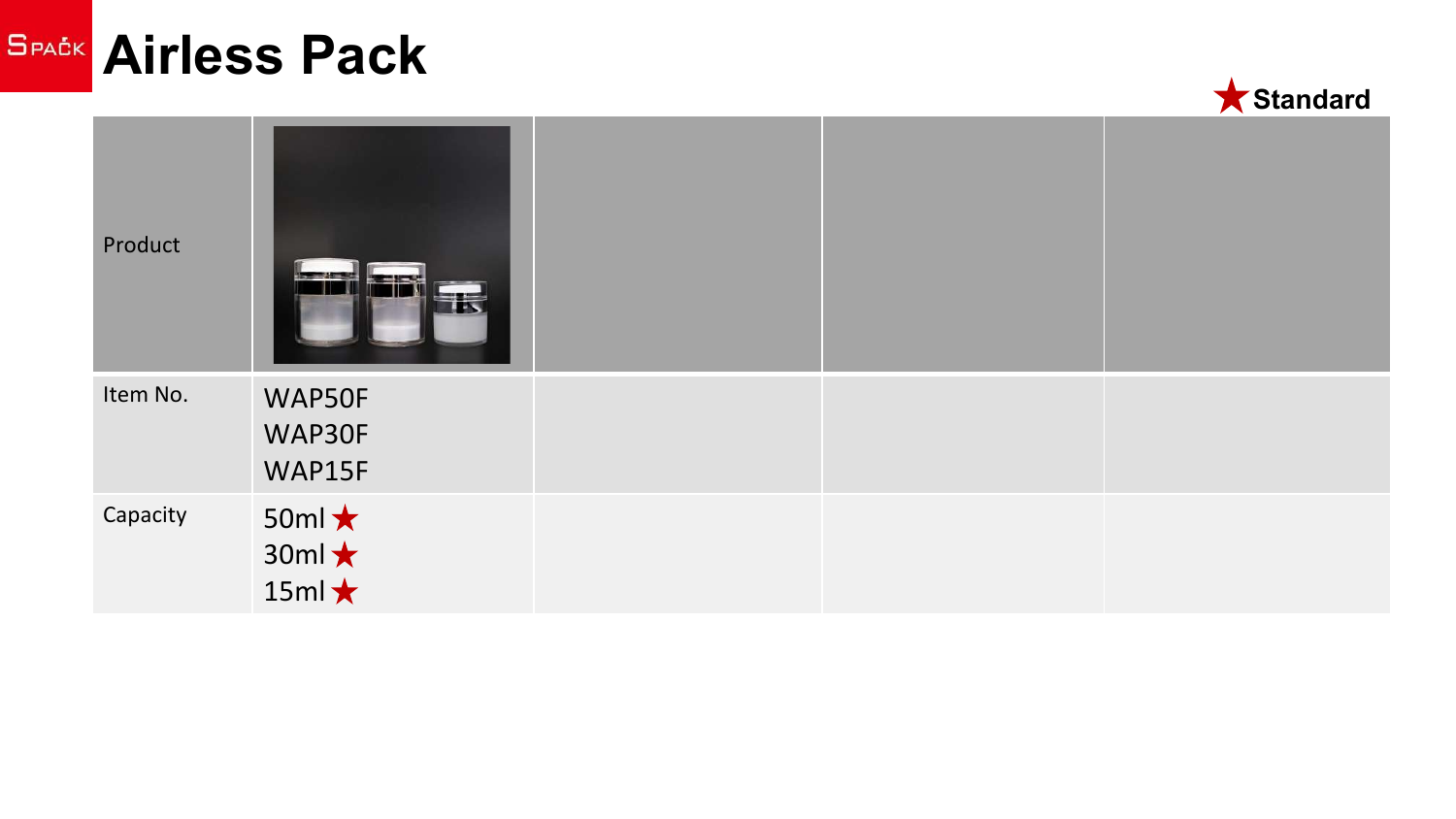# Airless Pack

★ Standard

| Product | | | | |
|---|---|---|---|---|
| Item No. | WAP50F<br>WAP30F<br>WAP15F | | | |
| Capacity | 50ml ★<br>30ml ★<br>15ml ★ | | | |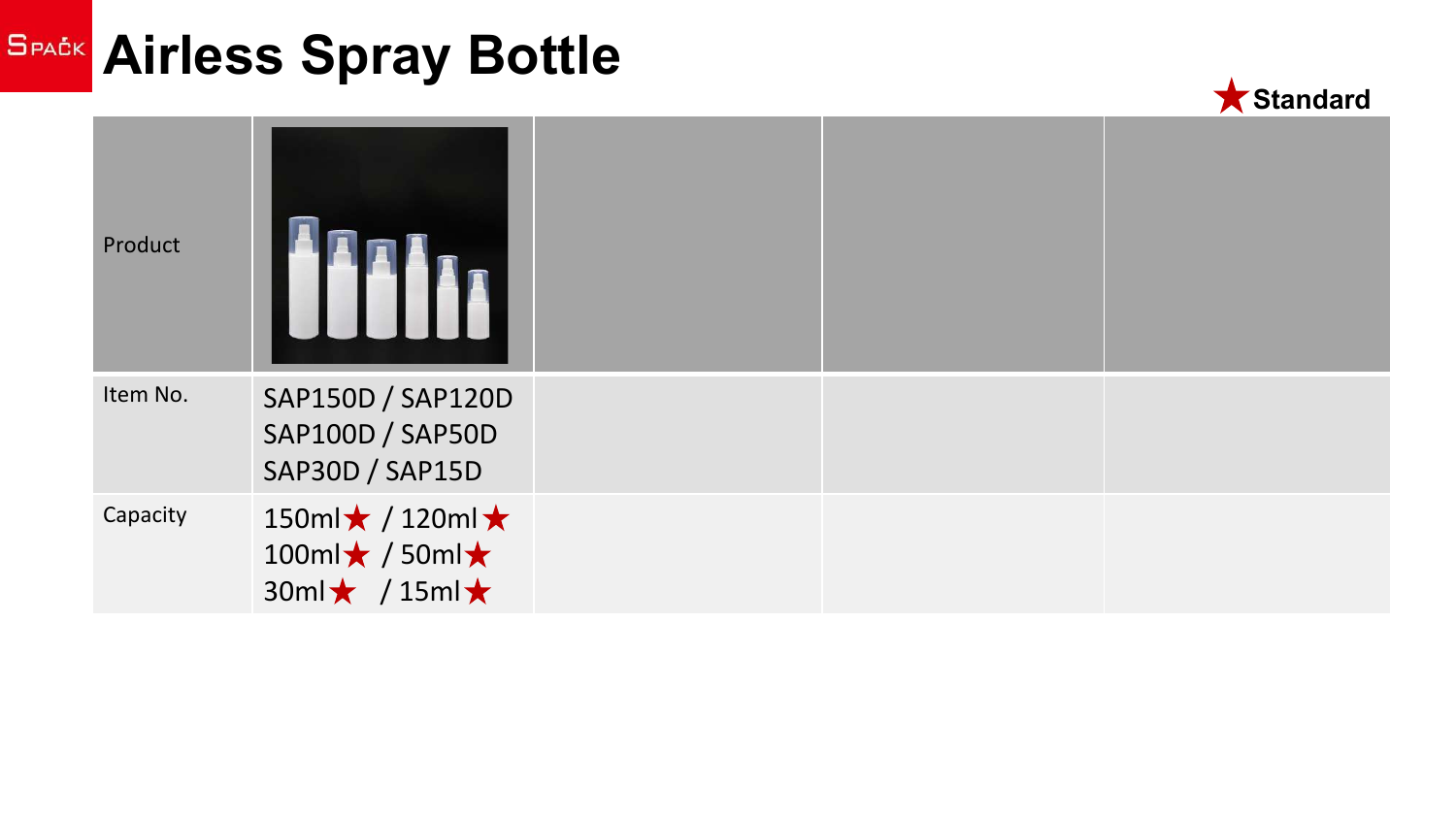# Airless Spray Bottle

★ Standard

| Product | | | | |
|---|---|---|---|---|
| Item No. | SAP150D / SAP120D<br>SAP100D / SAP50D<br>SAP30D / SAP15D | | | |
| Capacity | 150ml★ / 120ml★<br>100ml★ / 50ml★<br>30ml★ / 15ml★ | | | |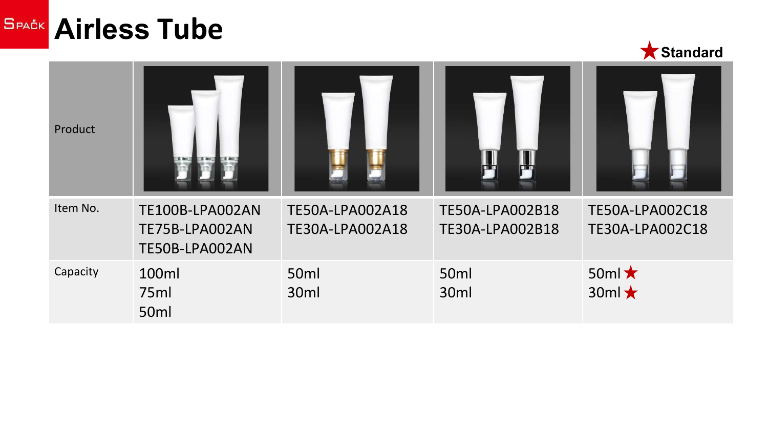# Airless Tube

★ Standard

| Product | | | | |
|---|---|---|---|---|
| Item No. | TE100B-LPA002AN<br>TE75B-LPA002AN<br>TE50B-LPA002AN | TE50A-LPA002A18<br>TE30A-LPA002A18 | TE50A-LPA002B18<br>TE30A-LPA002B18 | TE50A-LPA002C18<br>TE30A-LPA002C18 |
| Capacity | 100ml<br>75ml<br>50ml | 50ml<br>30ml | 50ml<br>30ml | 50ml ★<br>30ml ★ |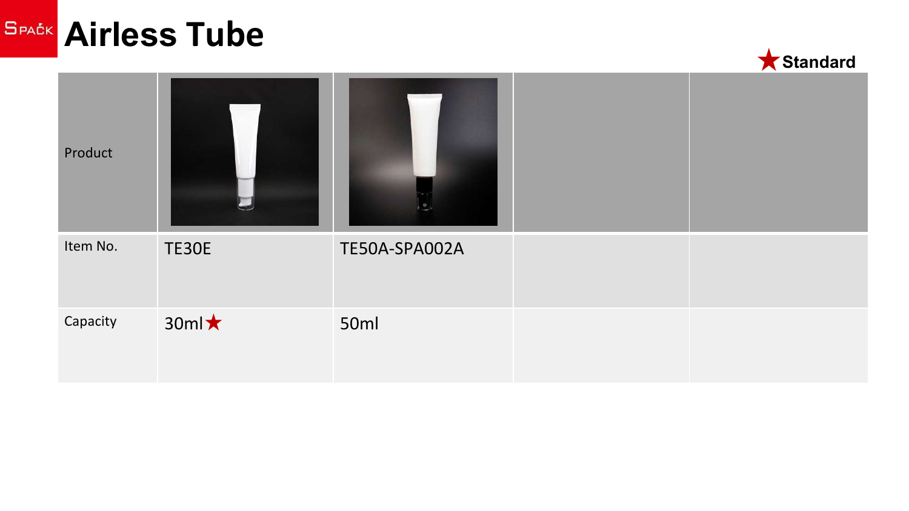# Airless Tube

★ Standard

| Product | | | | |
|---|---|---|---|---|
| Item No. | TE30E | TE50A-SPA002A | | |
| Capacity | 30ml★ | 50ml | | |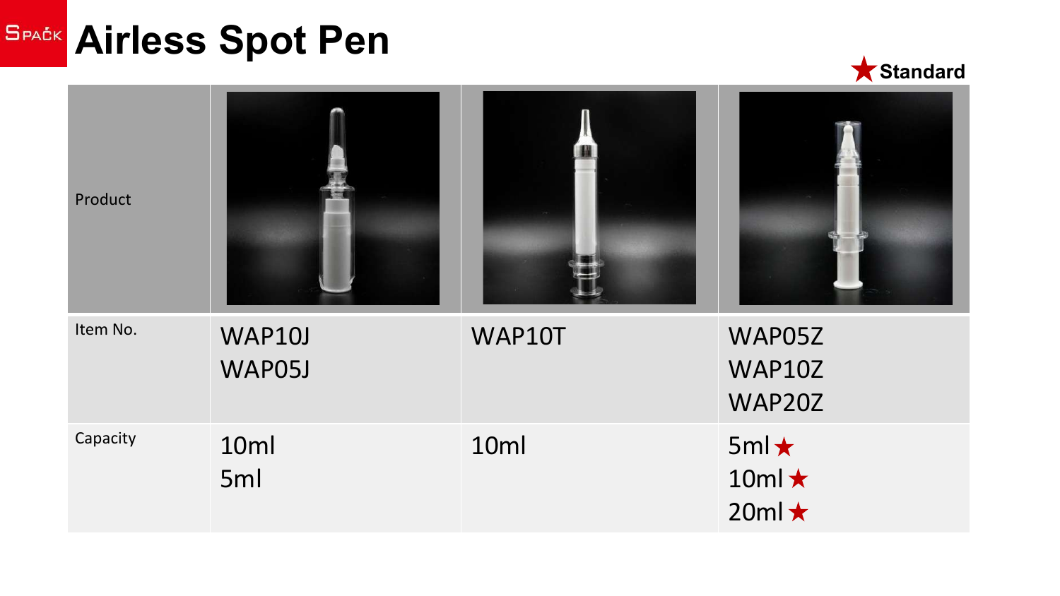# Airless Spot Pen

★ Standard

| Product | | | |
|---|---|---|---|
| Item No. | WAP10J<br>WAP05J | WAP10T | WAP05Z<br>WAP10Z<br>WAP20Z |
| Capacity | 10ml<br>5ml | 10ml | 5ml ★<br>10ml ★<br>20ml ★ |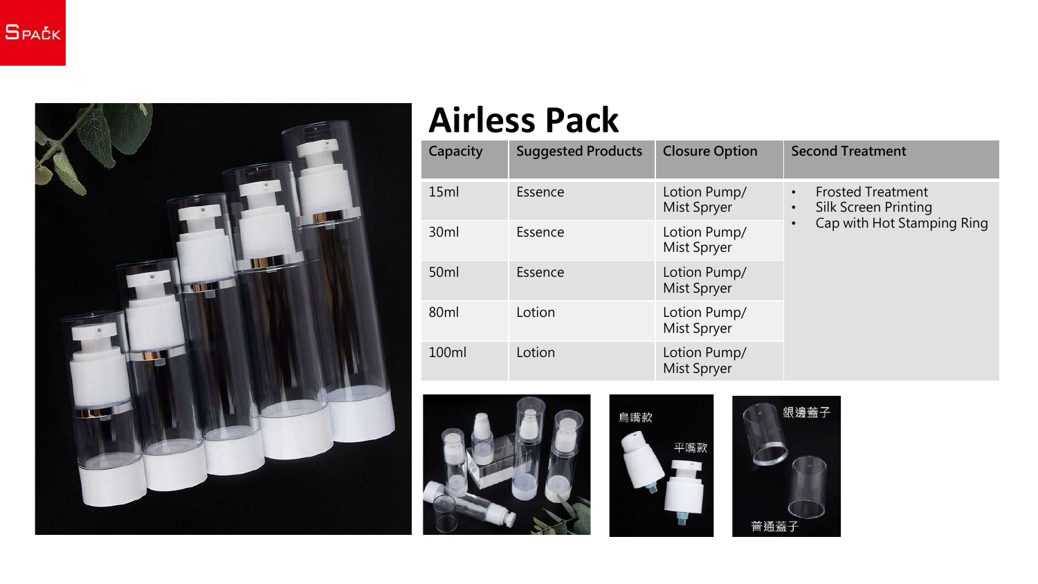# Airless Pack

| Capacity | Suggested Products | Closure Option | Second Treatment |
|---|---|---|---|
| 15ml | Essence | Lotion Pump/ Mist Spryer | • Frosted Treatment<br>• Silk Screen Printing<br>• Cap with Hot Stamping Ring |
| 30ml | Essence | Lotion Pump/ Mist Spryer | |
| 50ml | Essence | Lotion Pump/ Mist Spryer | |
| 80ml | Lotion | Lotion Pump/ Mist Spryer | |
| 100ml | Lotion | Lotion Pump/ Mist Spryer | |

鳥嘴款

平嘴款

銀邊蓋子

普通蓋子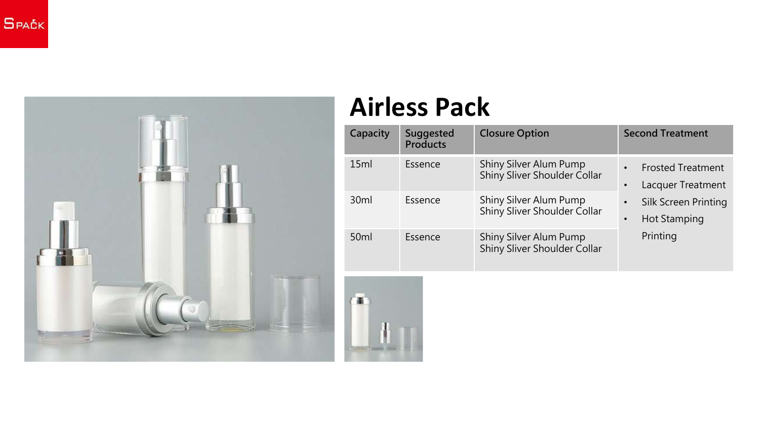# Airless Pack

| Capacity | Suggested Products | Closure Option | Second Treatment |
|---|---|---|---|
| 15ml | Essence | Shiny Silver Alum Pump<br>Shiny Sliver Shoulder Collar | • Frosted Treatment<br>• Lacquer Treatment<br>• Silk Screen Printing<br>• Hot Stamping Printing |
| 30ml | Essence | Shiny Silver Alum Pump<br>Shiny Sliver Shoulder Collar | |
| 50ml | Essence | Shiny Silver Alum Pump<br>Shiny Sliver Shoulder Collar | |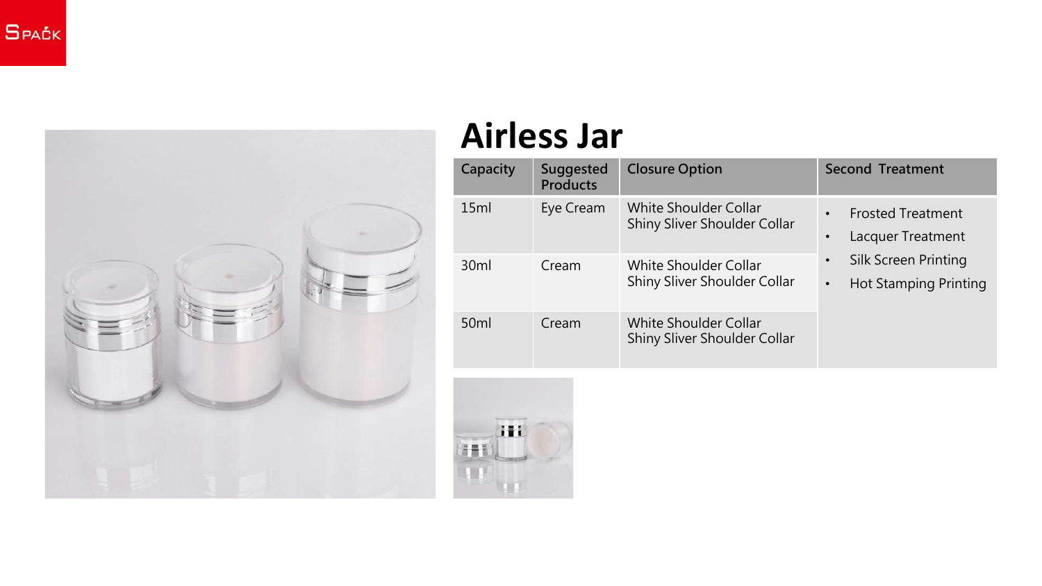# Airless Jar

| Capacity | Suggested Products | Closure Option | Second Treatment |
| --- | --- | --- | --- |
| 15ml | Eye Cream | White Shoulder Collar<br>Shiny Sliver Shoulder Collar | • Frosted Treatment<br>• Lacquer Treatment<br>• Silk Screen Printing<br>• Hot Stamping Printing |
| 30ml | Cream | White Shoulder Collar<br>Shiny Sliver Shoulder Collar | |
| 50ml | Cream | White Shoulder Collar<br>Shiny Sliver Shoulder Collar | |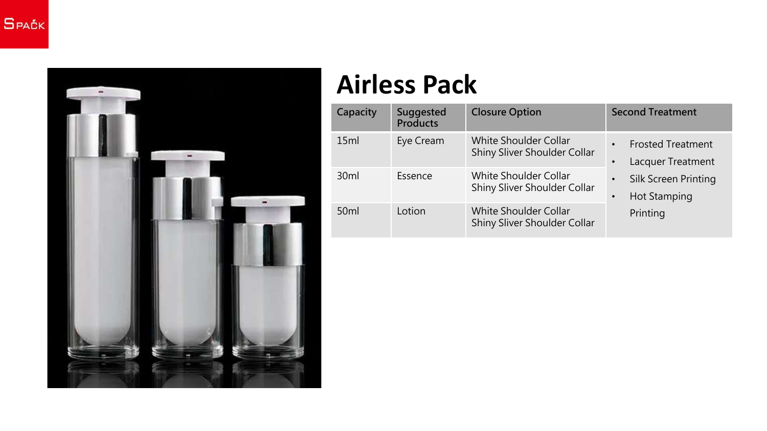# Airless Pack

| Capacity | Suggested Products | Closure Option | Second Treatment |
|---|---|---|---|
| 15ml | Eye Cream | White Shoulder Collar<br>Shiny Sliver Shoulder Collar | • Frosted Treatment<br>• Lacquer Treatment<br>• Silk Screen Printing<br>• Hot Stamping Printing |
| 30ml | Essence | White Shoulder Collar<br>Shiny Sliver Shoulder Collar | |
| 50ml | Lotion | White Shoulder Collar<br>Shiny Sliver Shoulder Collar | |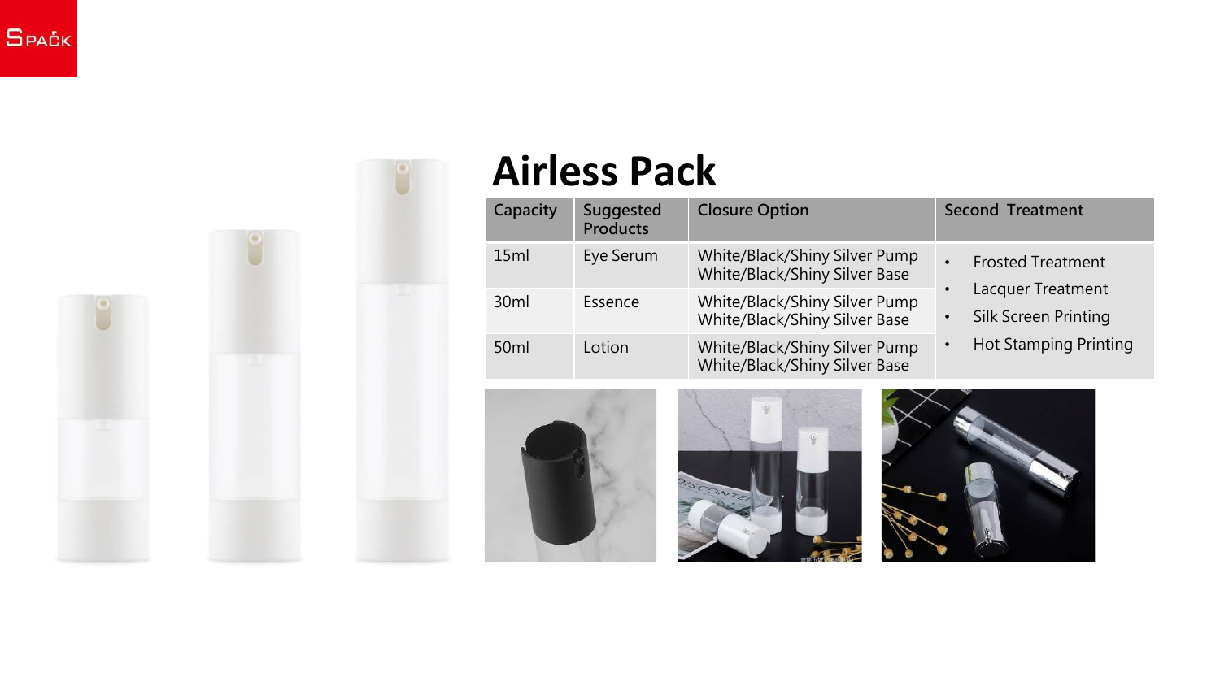# Airless Pack

| Capacity | Suggested Products | Closure Option | Second Treatment |
|---|---|---|---|
| 15ml | Eye Serum | White/Black/Shiny Silver Pump<br>White/Black/Shiny Silver Base | • Frosted Treatment<br>• Lacquer Treatment<br>• Silk Screen Printing<br>• Hot Stamping Printing |
| 30ml | Essence | White/Black/Shiny Silver Pump<br>White/Black/Shiny Silver Base | |
| 50ml | Lotion | White/Black/Shiny Silver Pump<br>White/Black/Shiny Silver Base | |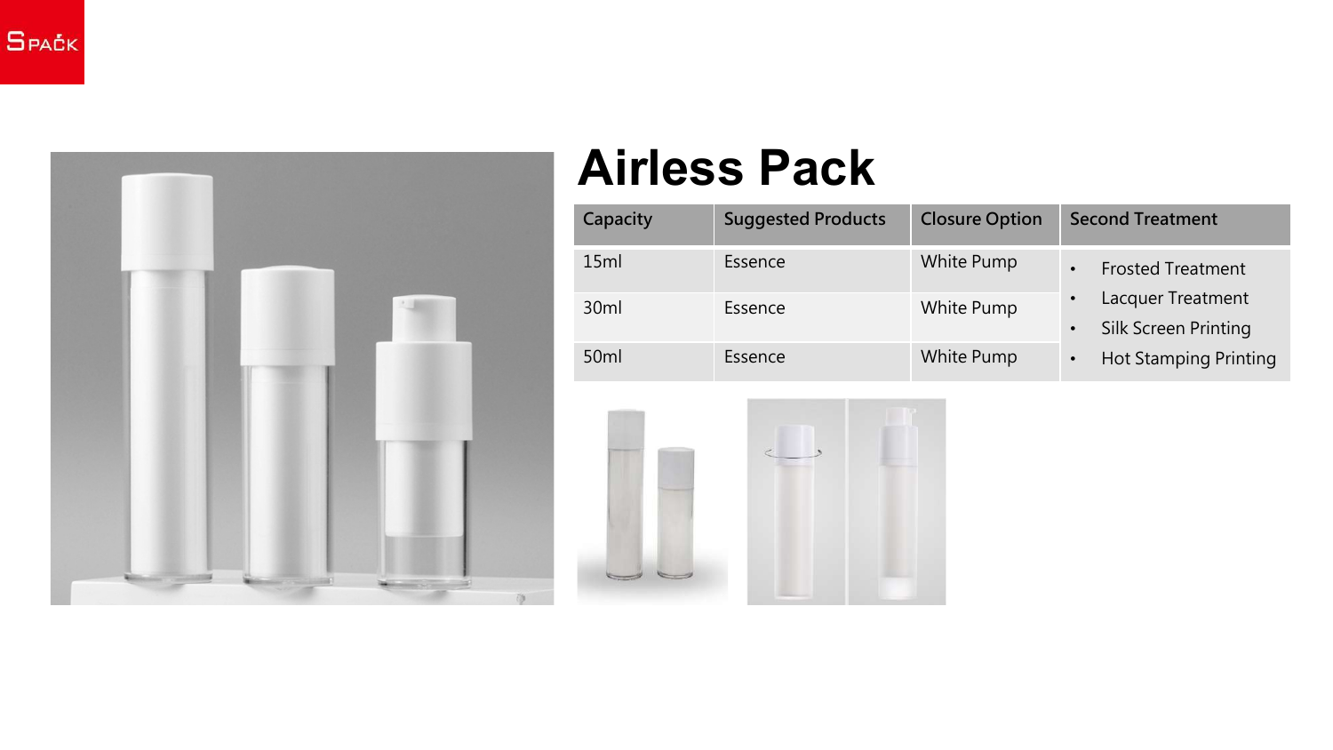# Airless Pack

| Capacity | Suggested Products | Closure Option | Second Treatment |
|---|---|---|---|
| 15ml | Essence | White Pump | • Frosted Treatment<br>• Lacquer Treatment<br>• Silk Screen Printing<br>• Hot Stamping Printing |
| 30ml | Essence | White Pump | |
| 50ml | Essence | White Pump | |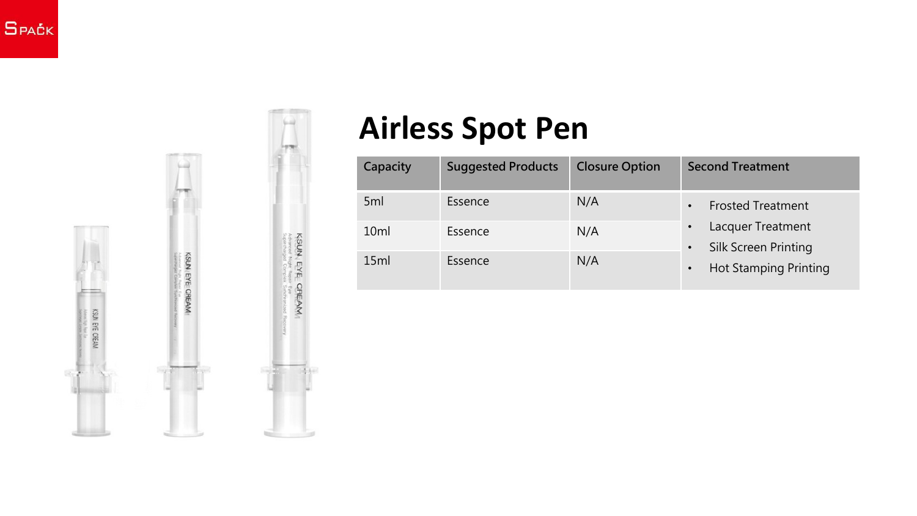# Airless Spot Pen

| Capacity | Suggested Products | Closure Option | Second Treatment |
|---|---|---|---|
| 5ml | Essence | N/A | • Frosted Treatment<br>• Lacquer Treatment<br>• Silk Screen Printing<br>• Hot Stamping Printing |
| 10ml | Essence | N/A | |
| 15ml | Essence | N/A | |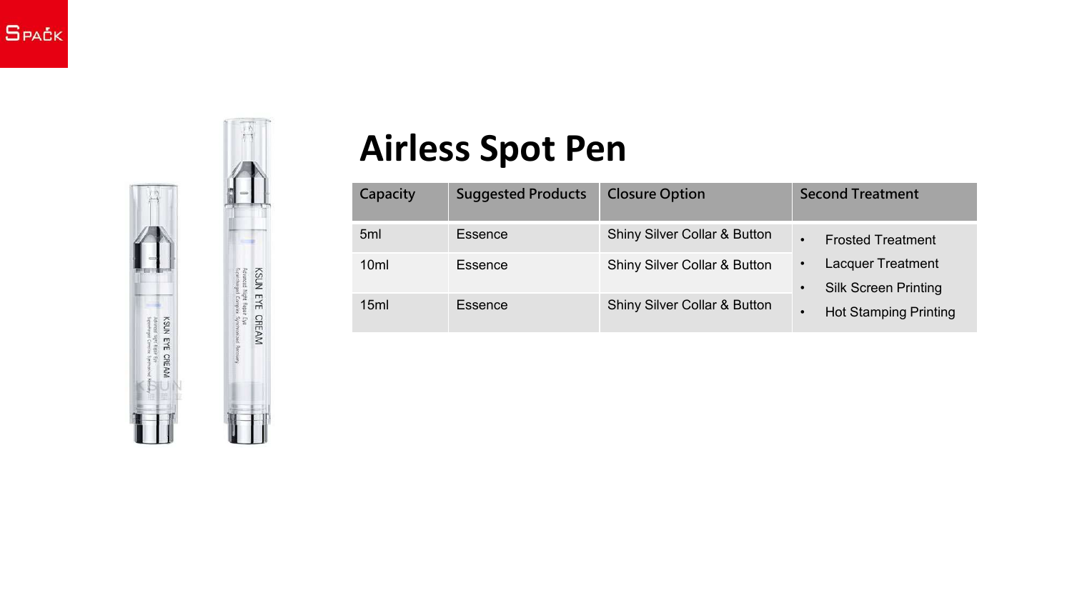# Airless Spot Pen

| Capacity | Suggested Products | Closure Option | Second Treatment |
|---|---|---|---|
| 5ml | Essence | Shiny Silver Collar & Button | • Frosted Treatment<br>• Lacquer Treatment<br>• Silk Screen Printing<br>• Hot Stamping Printing |
| 10ml | Essence | Shiny Silver Collar & Button | |
| 15ml | Essence | Shiny Silver Collar & Button | |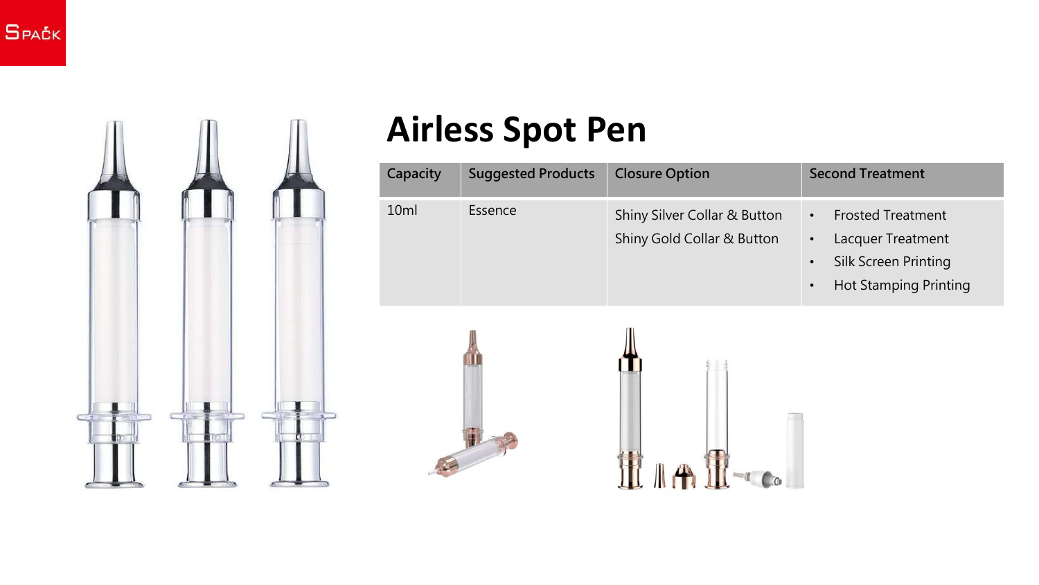# Airless Spot Pen

| Capacity | Suggested Products | Closure Option | Second Treatment |
|---|---|---|---|
| 10ml | Essence | Shiny Silver Collar & Button<br>Shiny Gold Collar & Button | • Frosted Treatment<br>• Lacquer Treatment<br>• Silk Screen Printing<br>• Hot Stamping Printing |